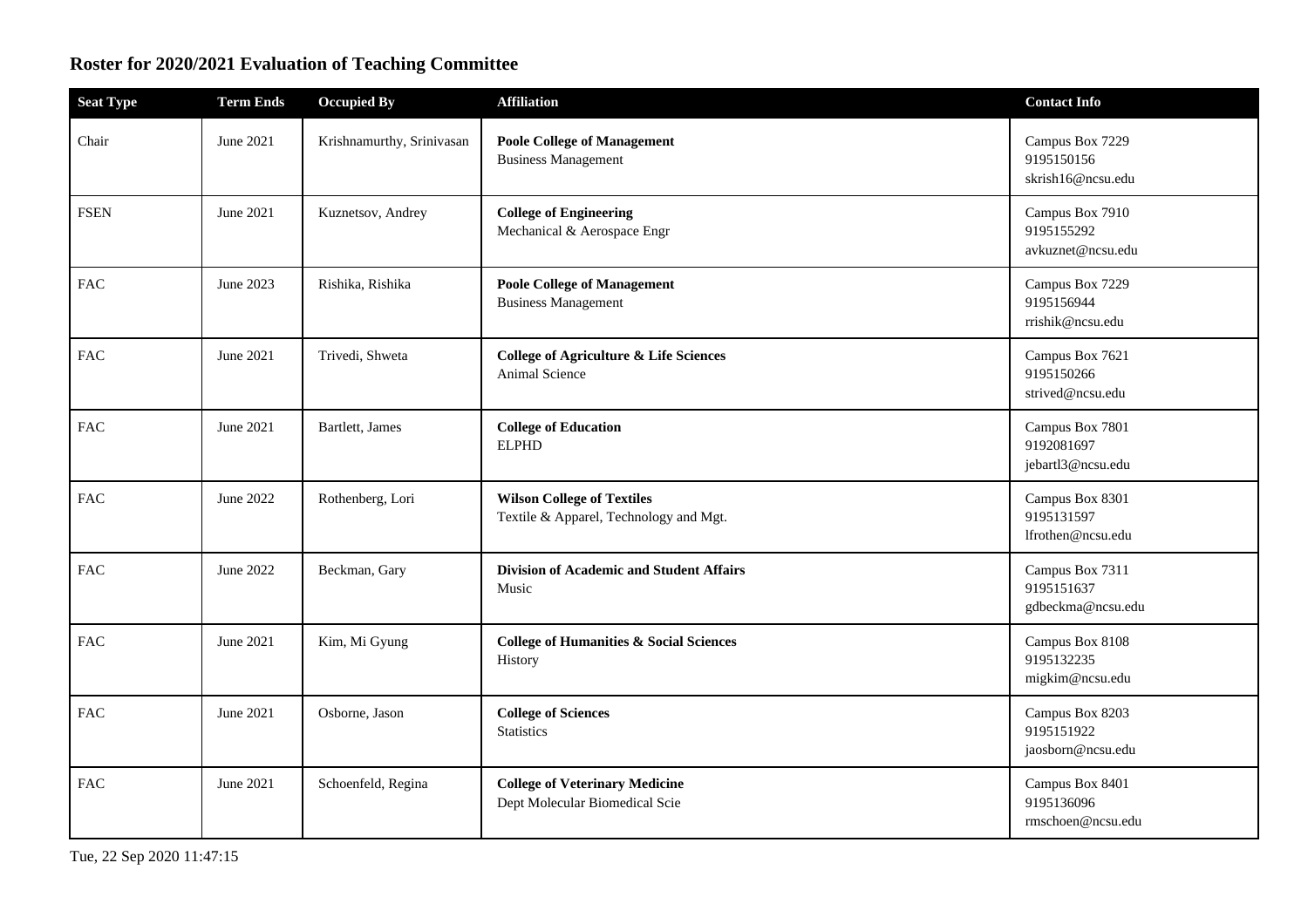# Roster for 2020/2021 Evaluation of Teaching Committee

| Seat Type | Term Ends | Occupied By | Affiliation | Contact Info |
|---|---|---|---|---|
| Chair | June 2021 | Krishnamurthy, Srinivasan | **Poole College of Management**<br>Business Management | Campus Box 7229<br>9195150156<br>skrish16@ncsu.edu |
| FSEN | June 2021 | Kuznetsov, Andrey | **College of Engineering**<br>Mechanical & Aerospace Engr | Campus Box 7910<br>9195155292<br>avkuznet@ncsu.edu |
| FAC | June 2023 | Rishika, Rishika | **Poole College of Management**<br>Business Management | Campus Box 7229<br>9195156944<br>rrishik@ncsu.edu |
| FAC | June 2021 | Trivedi, Shweta | **College of Agriculture & Life Sciences**<br>Animal Science | Campus Box 7621<br>9195150266<br>strived@ncsu.edu |
| FAC | June 2021 | Bartlett, James | **College of Education**<br>ELPHD | Campus Box 7801<br>9192081697<br>jebartl3@ncsu.edu |
| FAC | June 2022 | Rothenberg, Lori | **Wilson College of Textiles**<br>Textile & Apparel, Technology and Mgt. | Campus Box 8301<br>9195131597<br>lfrothen@ncsu.edu |
| FAC | June 2022 | Beckman, Gary | **Division of Academic and Student Affairs**<br>Music | Campus Box 7311<br>9195151637<br>gdbeckma@ncsu.edu |
| FAC | June 2021 | Kim, Mi Gyung | **College of Humanities & Social Sciences**<br>History | Campus Box 8108<br>9195132235<br>migkim@ncsu.edu |
| FAC | June 2021 | Osborne, Jason | **College of Sciences**<br>Statistics | Campus Box 8203<br>9195151922<br>jaosborn@ncsu.edu |
| FAC | June 2021 | Schoenfeld, Regina | **College of Veterinary Medicine**<br>Dept Molecular Biomedical Scie | Campus Box 8401<br>9195136096<br>rmschoen@ncsu.edu |

Tue, 22 Sep 2020 11:47:15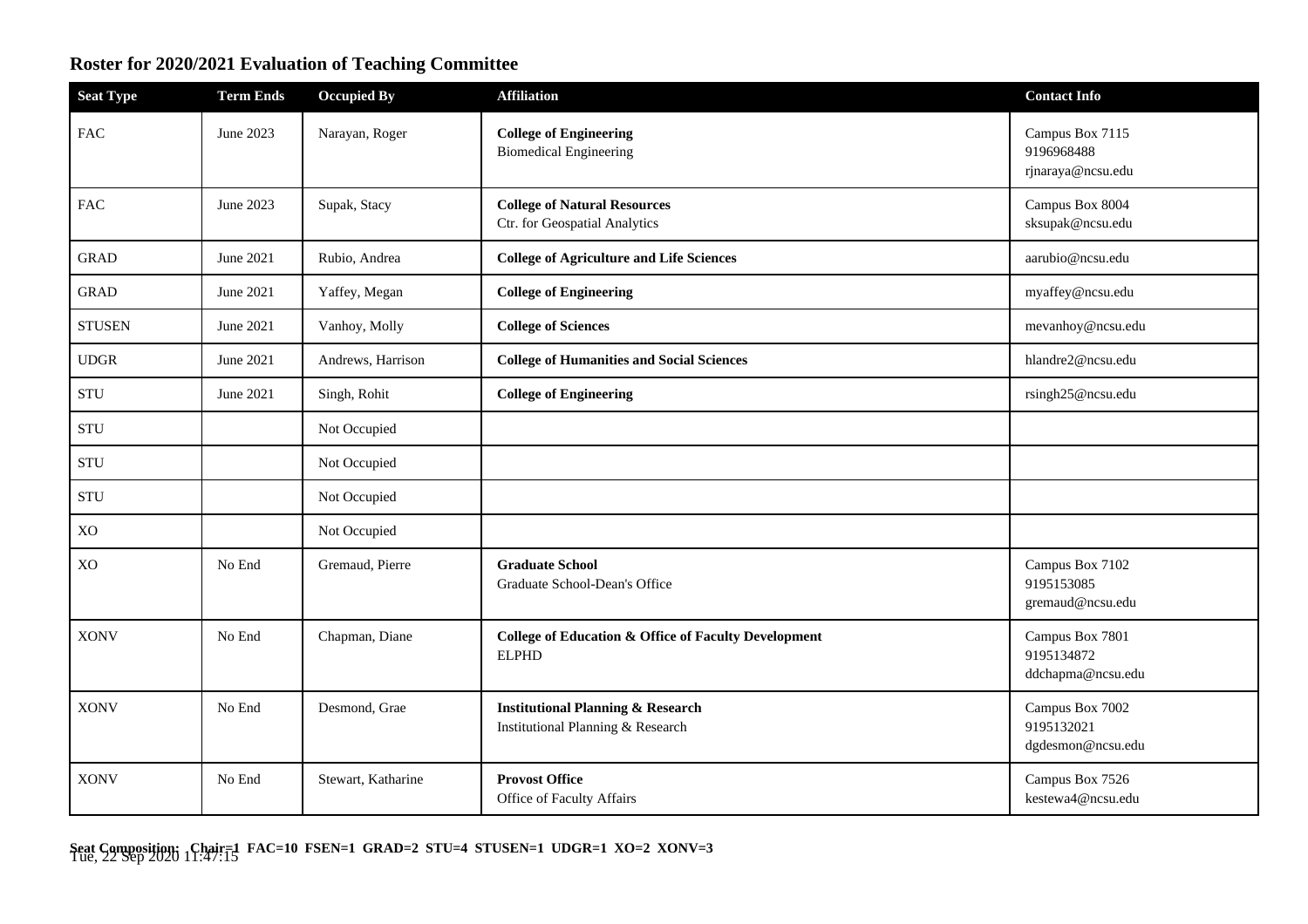## Roster for 2020/2021 Evaluation of Teaching Committee

| Seat Type | Term Ends | Occupied By | Affiliation | Contact Info |
|---|---|---|---|---|
| FAC | June 2023 | Narayan, Roger | **College of Engineering**<br>Biomedical Engineering | Campus Box 7115<br>9196968488<br>rjnaraya@ncsu.edu |
| FAC | June 2023 | Supak, Stacy | **College of Natural Resources**<br>Ctr. for Geospatial Analytics | Campus Box 8004<br>sksupak@ncsu.edu |
| GRAD | June 2021 | Rubio, Andrea | **College of Agriculture and Life Sciences** | aarubio@ncsu.edu |
| GRAD | June 2021 | Yaffey, Megan | **College of Engineering** | myaffey@ncsu.edu |
| STUSEN | June 2021 | Vanhoy, Molly | **College of Sciences** | mevanhoy@ncsu.edu |
| UDGR | June 2021 | Andrews, Harrison | **College of Humanities and Social Sciences** | hlandre2@ncsu.edu |
| STU | June 2021 | Singh, Rohit | **College of Engineering** | rsingh25@ncsu.edu |
| STU | | Not Occupied | | |
| STU | | Not Occupied | | |
| STU | | Not Occupied | | |
| XO | | Not Occupied | | |
| XO | No End | Gremaud, Pierre | **Graduate School**<br>Graduate School-Dean's Office | Campus Box 7102<br>9195153085<br>gremaud@ncsu.edu |
| XONV | No End | Chapman, Diane | **College of Education & Office of Faculty Development**<br>ELPHD | Campus Box 7801<br>9195134872<br>ddchapma@ncsu.edu |
| XONV | No End | Desmond, Grae | **Institutional Planning & Research**<br>Institutional Planning & Research | Campus Box 7002<br>9195132021<br>dgdesmon@ncsu.edu |
| XONV | No End | Stewart, Katharine | **Provost Office**<br>Office of Faculty Affairs | Campus Box 7526<br>kestewa4@ncsu.edu |

**Seat Composition: Chair=1 FAC=10 FSEN=1 GRAD=2 STU=4 STUSEN=1 UDGR=1 XO=2 XONV=3**

Tue, 22 Sep 2020 11:47:15